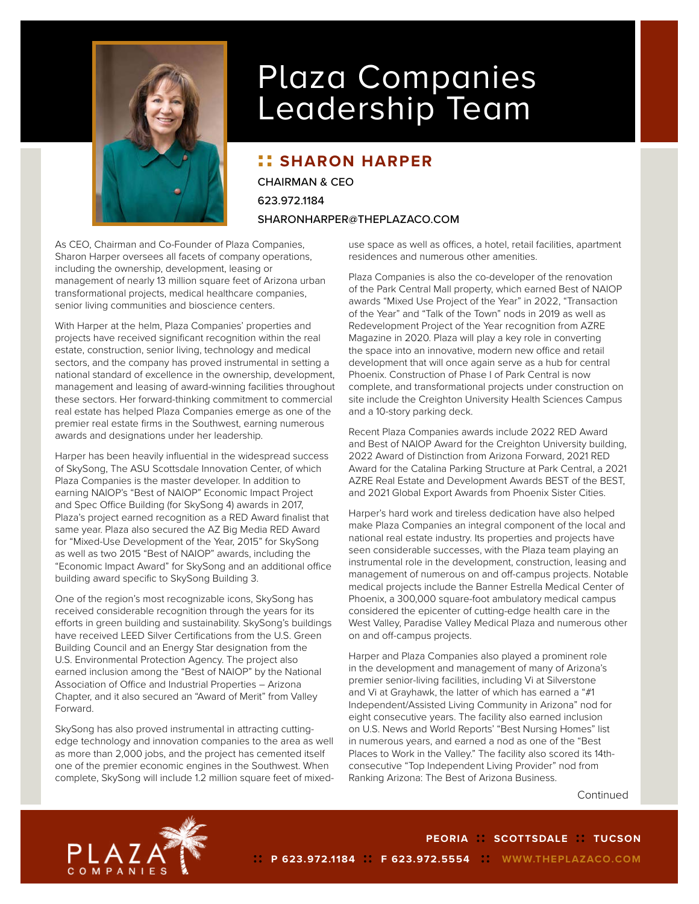# Plaza Companies Leadership Team

## :: SHARON HARPER

CHAIRMAN & CEO

623.972.1184

SHARONHARPER@THEPLAZACO.COM

As CEO, Chairman and Co-Founder of Plaza Companies, Sharon Harper oversees all facets of company operations, including the ownership, development, leasing or management of nearly 13 million square feet of Arizona urban transformational projects, medical healthcare companies, senior living communities and bioscience centers.

With Harper at the helm, Plaza Companies' properties and projects have received significant recognition within the real estate, construction, senior living, technology and medical sectors, and the company has proved instrumental in setting a national standard of excellence in the ownership, development, management and leasing of award-winning facilities throughout these sectors. Her forward-thinking commitment to commercial real estate has helped Plaza Companies emerge as one of the premier real estate firms in the Southwest, earning numerous awards and designations under her leadership.

Harper has been heavily influential in the widespread success of SkySong, The ASU Scottsdale Innovation Center, of which Plaza Companies is the master developer. In addition to earning NAIOP's "Best of NAIOP" Economic Impact Project and Spec Office Building (for SkySong 4) awards in 2017, Plaza's project earned recognition as a RED Award finalist that same year. Plaza also secured the AZ Big Media RED Award for "Mixed-Use Development of the Year, 2015" for SkySong as well as two 2015 "Best of NAIOP" awards, including the "Economic Impact Award" for SkySong and an additional office building award specific to SkySong Building 3.

One of the region's most recognizable icons, SkySong has received considerable recognition through the years for its efforts in green building and sustainability. SkySong's buildings have received LEED Silver Certifications from the U.S. Green Building Council and an Energy Star designation from the U.S. Environmental Protection Agency. The project also earned inclusion among the "Best of NAIOP" by the National Association of Office and Industrial Properties – Arizona Chapter, and it also secured an "Award of Merit" from Valley Forward.

SkySong has also proved instrumental in attracting cutting-edge technology and innovation companies to the area as well as more than 2,000 jobs, and the project has cemented itself one of the premier economic engines in the Southwest. When complete, SkySong will include 1.2 million square feet of mixed-use space as well as offices, a hotel, retail facilities, apartment residences and numerous other amenities.

Plaza Companies is also the co-developer of the renovation of the Park Central Mall property, which earned Best of NAIOP awards "Mixed Use Project of the Year" in 2022, "Transaction of the Year" and "Talk of the Town" nods in 2019 as well as Redevelopment Project of the Year recognition from AZRE Magazine in 2020. Plaza will play a key role in converting the space into an innovative, modern new office and retail development that will once again serve as a hub for central Phoenix. Construction of Phase I of Park Central is now complete, and transformational projects under construction on site include the Creighton University Health Sciences Campus and a 10-story parking deck.

Recent Plaza Companies awards include 2022 RED Award and Best of NAIOP Award for the Creighton University building, 2022 Award of Distinction from Arizona Forward, 2021 RED Award for the Catalina Parking Structure at Park Central, a 2021 AZRE Real Estate and Development Awards BEST of the BEST, and 2021 Global Export Awards from Phoenix Sister Cities.

Harper's hard work and tireless dedication have also helped make Plaza Companies an integral component of the local and national real estate industry. Its properties and projects have seen considerable successes, with the Plaza team playing an instrumental role in the development, construction, leasing and management of numerous on and off-campus projects. Notable medical projects include the Banner Estrella Medical Center of Phoenix, a 300,000 square-foot ambulatory medical campus considered the epicenter of cutting-edge health care in the West Valley, Paradise Valley Medical Plaza and numerous other on and off-campus projects.

Harper and Plaza Companies also played a prominent role in the development and management of many of Arizona's premier senior-living facilities, including Vi at Silverstone and Vi at Grayhawk, the latter of which has earned a "#1 Independent/Assisted Living Community in Arizona" nod for eight consecutive years. The facility also earned inclusion on U.S. News and World Reports' "Best Nursing Homes" list in numerous years, and earned a nod as one of the "Best Places to Work in the Valley." The facility also scored its 14th-consecutive "Top Independent Living Provider" nod from Ranking Arizona: The Best of Arizona Business.

Continued

PLAZA COMPANIES

PEORIA :: SCOTTSDALE :: TUCSON

:: P 623.972.1184 :: F 623.972.5554 :: WWW.THEPLAZACO.COM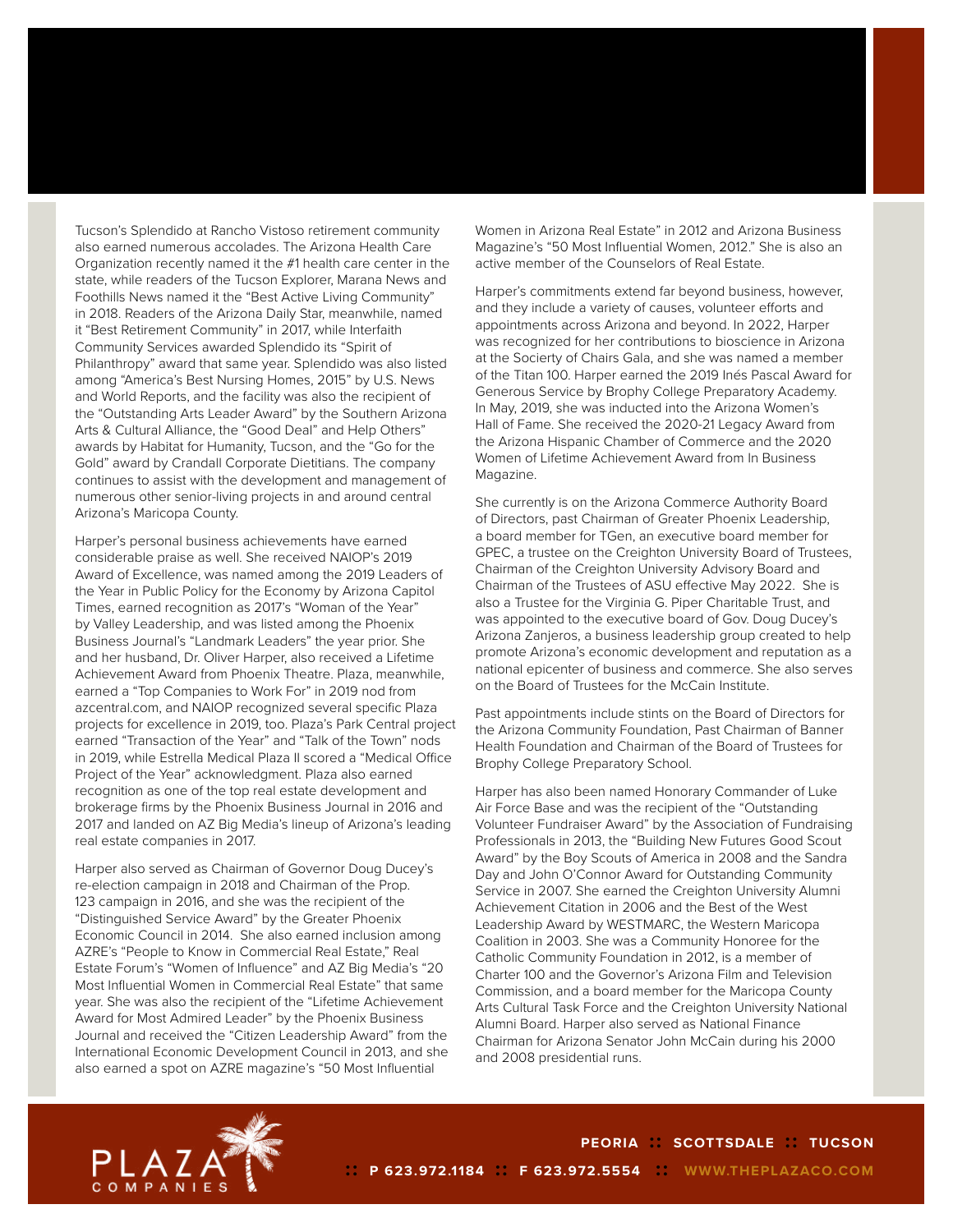Tucson's Splendido at Rancho Vistoso retirement community also earned numerous accolades. The Arizona Health Care Organization recently named it the #1 health care center in the state, while readers of the Tucson Explorer, Marana News and Foothills News named it the "Best Active Living Community" in 2018. Readers of the Arizona Daily Star, meanwhile, named it "Best Retirement Community" in 2017, while Interfaith Community Services awarded Splendido its "Spirit of Philanthropy" award that same year. Splendido was also listed among "America's Best Nursing Homes, 2015" by U.S. News and World Reports, and the facility was also the recipient of the "Outstanding Arts Leader Award" by the Southern Arizona Arts & Cultural Alliance, the "Good Deal" and Help Others" awards by Habitat for Humanity, Tucson, and the "Go for the Gold" award by Crandall Corporate Dietitians. The company continues to assist with the development and management of numerous other senior-living projects in and around central Arizona's Maricopa County.

Harper's personal business achievements have earned considerable praise as well. She received NAIOP's 2019 Award of Excellence, was named among the 2019 Leaders of the Year in Public Policy for the Economy by Arizona Capitol Times, earned recognition as 2017's "Woman of the Year" by Valley Leadership, and was listed among the Phoenix Business Journal's "Landmark Leaders" the year prior. She and her husband, Dr. Oliver Harper, also received a Lifetime Achievement Award from Phoenix Theatre. Plaza, meanwhile, earned a "Top Companies to Work For" in 2019 nod from azcentral.com, and NAIOP recognized several specific Plaza projects for excellence in 2019, too. Plaza's Park Central project earned "Transaction of the Year" and "Talk of the Town" nods in 2019, while Estrella Medical Plaza II scored a "Medical Office Project of the Year" acknowledgment. Plaza also earned recognition as one of the top real estate development and brokerage firms by the Phoenix Business Journal in 2016 and 2017 and landed on AZ Big Media's lineup of Arizona's leading real estate companies in 2017.

Harper also served as Chairman of Governor Doug Ducey's re-election campaign in 2018 and Chairman of the Prop. 123 campaign in 2016, and she was the recipient of the "Distinguished Service Award" by the Greater Phoenix Economic Council in 2014. She also earned inclusion among AZRE's "People to Know in Commercial Real Estate," Real Estate Forum's "Women of Influence" and AZ Big Media's "20 Most Influential Women in Commercial Real Estate" that same year. She was also the recipient of the "Lifetime Achievement Award for Most Admired Leader" by the Phoenix Business Journal and received the "Citizen Leadership Award" from the International Economic Development Council in 2013, and she also earned a spot on AZRE magazine's "50 Most Influential Women in Arizona Real Estate" in 2012 and Arizona Business Magazine's "50 Most Influential Women, 2012." She is also an active member of the Counselors of Real Estate.

Harper's commitments extend far beyond business, however, and they include a variety of causes, volunteer efforts and appointments across Arizona and beyond. In 2022, Harper was recognized for her contributions to bioscience in Arizona at the Socierty of Chairs Gala, and she was named a member of the Titan 100. Harper earned the 2019 Inés Pascal Award for Generous Service by Brophy College Preparatory Academy. In May, 2019, she was inducted into the Arizona Women's Hall of Fame. She received the 2020-21 Legacy Award from the Arizona Hispanic Chamber of Commerce and the 2020 Women of Lifetime Achievement Award from In Business Magazine.

She currently is on the Arizona Commerce Authority Board of Directors, past Chairman of Greater Phoenix Leadership, a board member for TGen, an executive board member for GPEC, a trustee on the Creighton University Board of Trustees, Chairman of the Creighton University Advisory Board and Chairman of the Trustees of ASU effective May 2022. She is also a Trustee for the Virginia G. Piper Charitable Trust, and was appointed to the executive board of Gov. Doug Ducey's Arizona Zanjeros, a business leadership group created to help promote Arizona's economic development and reputation as a national epicenter of business and commerce. She also serves on the Board of Trustees for the McCain Institute.

Past appointments include stints on the Board of Directors for the Arizona Community Foundation, Past Chairman of Banner Health Foundation and Chairman of the Board of Trustees for Brophy College Preparatory School.

Harper has also been named Honorary Commander of Luke Air Force Base and was the recipient of the "Outstanding Volunteer Fundraiser Award" by the Association of Fundraising Professionals in 2013, the "Building New Futures Good Scout Award" by the Boy Scouts of America in 2008 and the Sandra Day and John O'Connor Award for Outstanding Community Service in 2007. She earned the Creighton University Alumni Achievement Citation in 2006 and the Best of the West Leadership Award by WESTMARC, the Western Maricopa Coalition in 2003. She was a Community Honoree for the Catholic Community Foundation in 2012, is a member of Charter 100 and the Governor's Arizona Film and Television Commission, and a board member for the Maricopa County Arts Cultural Task Force and the Creighton University National Alumni Board. Harper also served as National Finance Chairman for Arizona Senator John McCain during his 2000 and 2008 presidential runs.

PLAZA COMPANIES

PEORIA :: SCOTTSDALE :: TUCSON

:: P 623.972.1184 :: F 623.972.5554 :: WWW.THEPLAZACO.COM